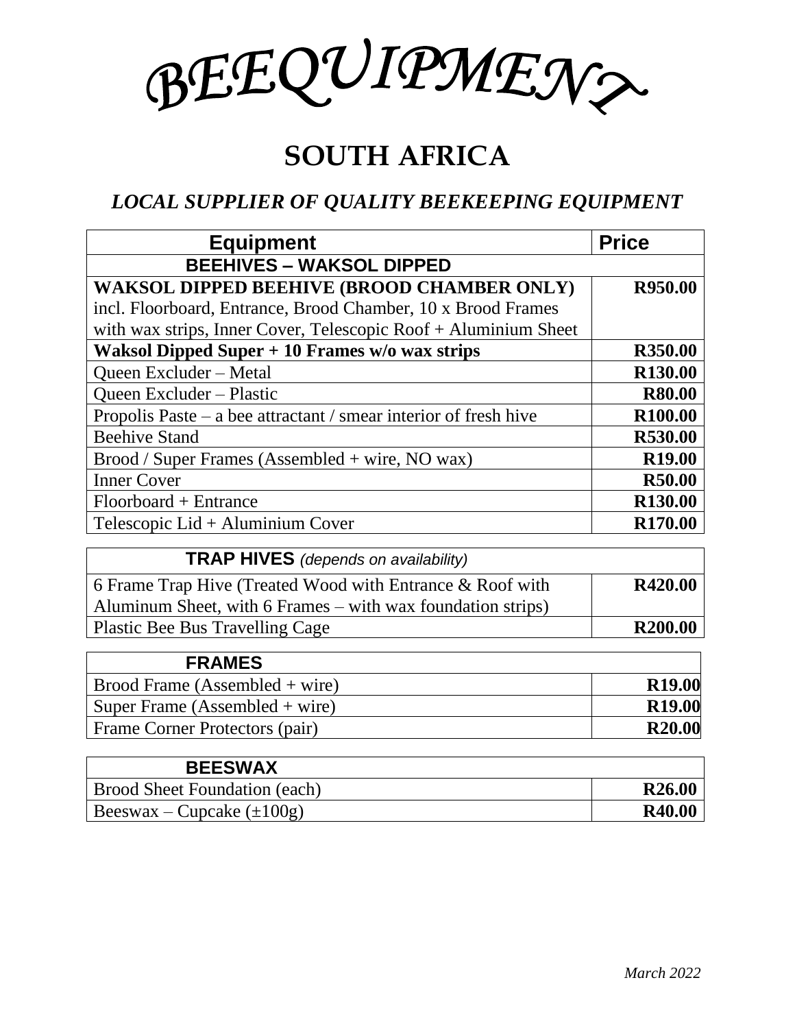# BEEQUIPMENT

## SOUTH AFRICA

### *LOCAL SUPPLIER OF QUALITY BEEKEEPING EQUIPMENT*

| Equipment | Price |
|---|---|
| **BEEHIVES – WAKSOL DIPPED** | |
| **WAKSOL DIPPED BEEHIVE (BROOD CHAMBER ONLY)** incl. Floorboard, Entrance, Brood Chamber, 10 x Brood Frames with wax strips, Inner Cover, Telescopic Roof + Aluminium Sheet | **R950.00** |
| **Waksol Dipped Super + 10 Frames w/o wax strips** | **R350.00** |
| Queen Excluder – Metal | **R130.00** |
| Queen Excluder – Plastic | **R80.00** |
| Propolis Paste – a bee attractant / smear interior of fresh hive | **R100.00** |
| Beehive Stand | **R530.00** |
| Brood / Super Frames (Assembled + wire, NO wax) | **R19.00** |
| Inner Cover | **R50.00** |
| Floorboard + Entrance | **R130.00** |
| Telescopic Lid + Aluminium Cover | **R170.00** |

| **TRAP HIVES** *(depends on availability)* | |
|---|---|
| 6 Frame Trap Hive (Treated Wood with Entrance & Roof with Aluminum Sheet, with 6 Frames – with wax foundation strips) | **R420.00** |
| Plastic Bee Bus Travelling Cage | **R200.00** |

| **FRAMES** | |
|---|---|
| Brood Frame (Assembled + wire) | **R19.00** |
| Super Frame (Assembled + wire) | **R19.00** |
| Frame Corner Protectors (pair) | **R20.00** |

| **BEESWAX** | |
|---|---|
| Brood Sheet Foundation (each) | **R26.00** |
| Beeswax – Cupcake (±100g) | **R40.00** |

*March 2022*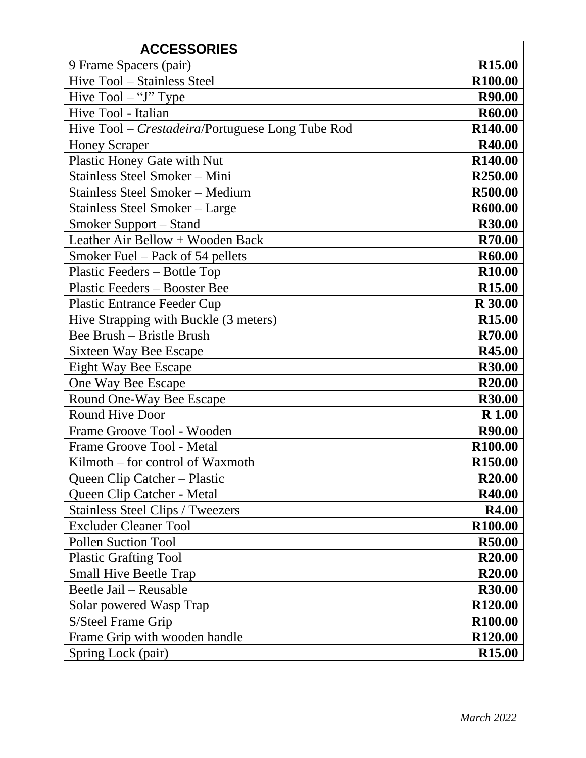| **ACCESSORIES** | |
|---|---|
| 9 Frame Spacers (pair) | **R15.00** |
| Hive Tool – Stainless Steel | **R100.00** |
| Hive Tool – "J" Type | **R90.00** |
| Hive Tool - Italian | **R60.00** |
| Hive Tool – *Crestadeira*/Portuguese Long Tube Rod | **R140.00** |
| Honey Scraper | **R40.00** |
| Plastic Honey Gate with Nut | **R140.00** |
| Stainless Steel Smoker – Mini | **R250.00** |
| Stainless Steel Smoker – Medium | **R500.00** |
| Stainless Steel Smoker – Large | **R600.00** |
| Smoker Support – Stand | **R30.00** |
| Leather Air Bellow + Wooden Back | **R70.00** |
| Smoker Fuel – Pack of 54 pellets | **R60.00** |
| Plastic Feeders – Bottle Top | **R10.00** |
| Plastic Feeders – Booster Bee | **R15.00** |
| Plastic Entrance Feeder Cup | **R 30.00** |
| Hive Strapping with Buckle (3 meters) | **R15.00** |
| Bee Brush – Bristle Brush | **R70.00** |
| Sixteen Way Bee Escape | **R45.00** |
| Eight Way Bee Escape | **R30.00** |
| One Way Bee Escape | **R20.00** |
| Round One-Way Bee Escape | **R30.00** |
| Round Hive Door | **R 1.00** |
| Frame Groove Tool - Wooden | **R90.00** |
| Frame Groove Tool - Metal | **R100.00** |
| Kilmoth – for control of Waxmoth | **R150.00** |
| Queen Clip Catcher – Plastic | **R20.00** |
| Queen Clip Catcher - Metal | **R40.00** |
| Stainless Steel Clips / Tweezers | **R4.00** |
| Excluder Cleaner Tool | **R100.00** |
| Pollen Suction Tool | **R50.00** |
| Plastic Grafting Tool | **R20.00** |
| Small Hive Beetle Trap | **R20.00** |
| Beetle Jail – Reusable | **R30.00** |
| Solar powered Wasp Trap | **R120.00** |
| S/Steel Frame Grip | **R100.00** |
| Frame Grip with wooden handle | **R120.00** |
| Spring Lock (pair) | **R15.00** |

*March 2022*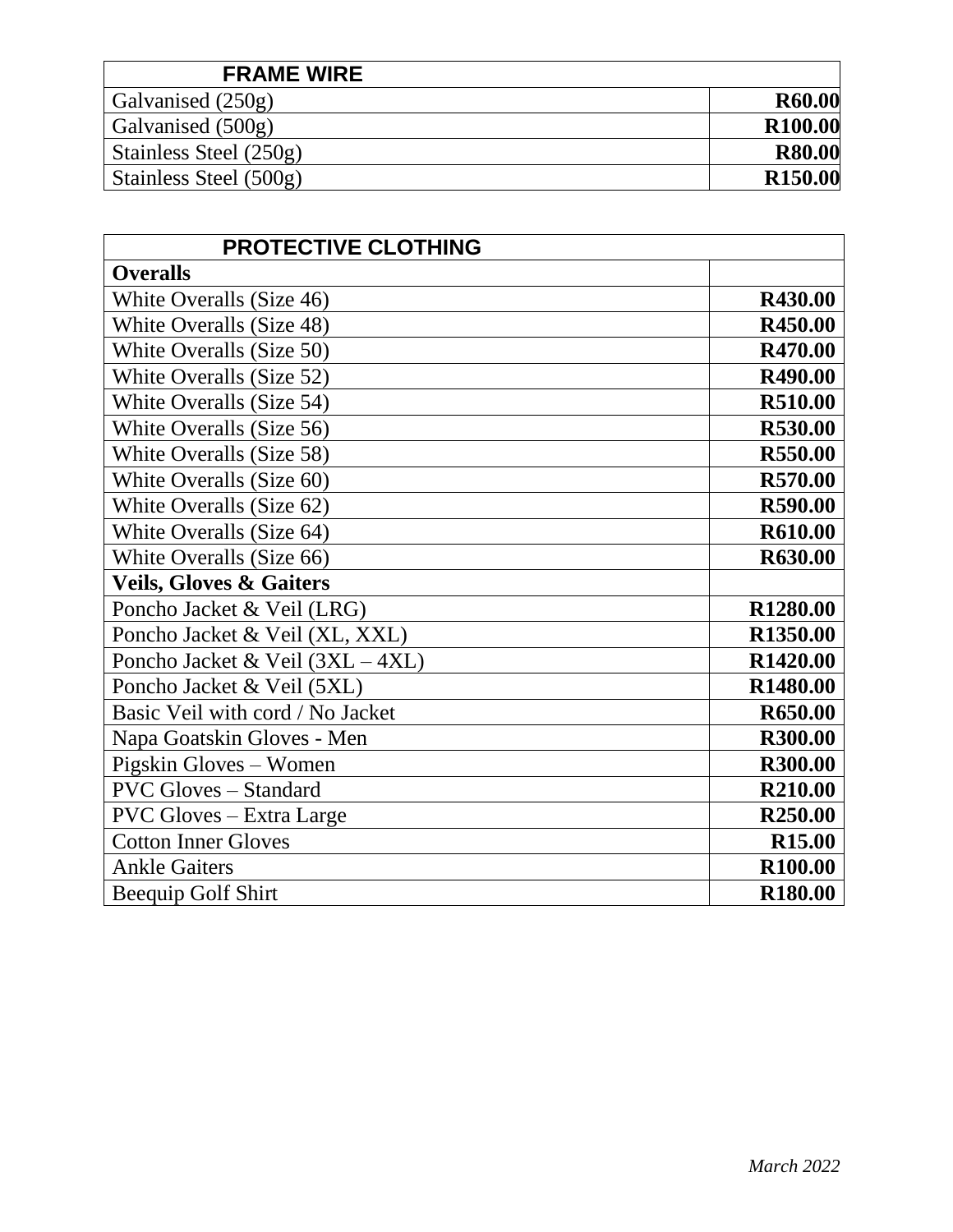| FRAME WIRE | |
|---|---|
| Galvanised (250g) | **R60.00** |
| Galvanised (500g) | **R100.00** |
| Stainless Steel (250g) | **R80.00** |
| Stainless Steel (500g) | **R150.00** |

| PROTECTIVE CLOTHING | |
|---|---|
| **Overalls** | |
| White Overalls (Size 46) | **R430.00** |
| White Overalls (Size 48) | **R450.00** |
| White Overalls (Size 50) | **R470.00** |
| White Overalls (Size 52) | **R490.00** |
| White Overalls (Size 54) | **R510.00** |
| White Overalls (Size 56) | **R530.00** |
| White Overalls (Size 58) | **R550.00** |
| White Overalls (Size 60) | **R570.00** |
| White Overalls (Size 62) | **R590.00** |
| White Overalls (Size 64) | **R610.00** |
| White Overalls (Size 66) | **R630.00** |
| **Veils, Gloves & Gaiters** | |
| Poncho Jacket & Veil (LRG) | **R1280.00** |
| Poncho Jacket & Veil (XL, XXL) | **R1350.00** |
| Poncho Jacket & Veil (3XL – 4XL) | **R1420.00** |
| Poncho Jacket & Veil (5XL) | **R1480.00** |
| Basic Veil with cord / No Jacket | **R650.00** |
| Napa Goatskin Gloves - Men | **R300.00** |
| Pigskin Gloves – Women | **R300.00** |
| PVC Gloves – Standard | **R210.00** |
| PVC Gloves – Extra Large | **R250.00** |
| Cotton Inner Gloves | **R15.00** |
| Ankle Gaiters | **R100.00** |
| Beequip Golf Shirt | **R180.00** |

*March 2022*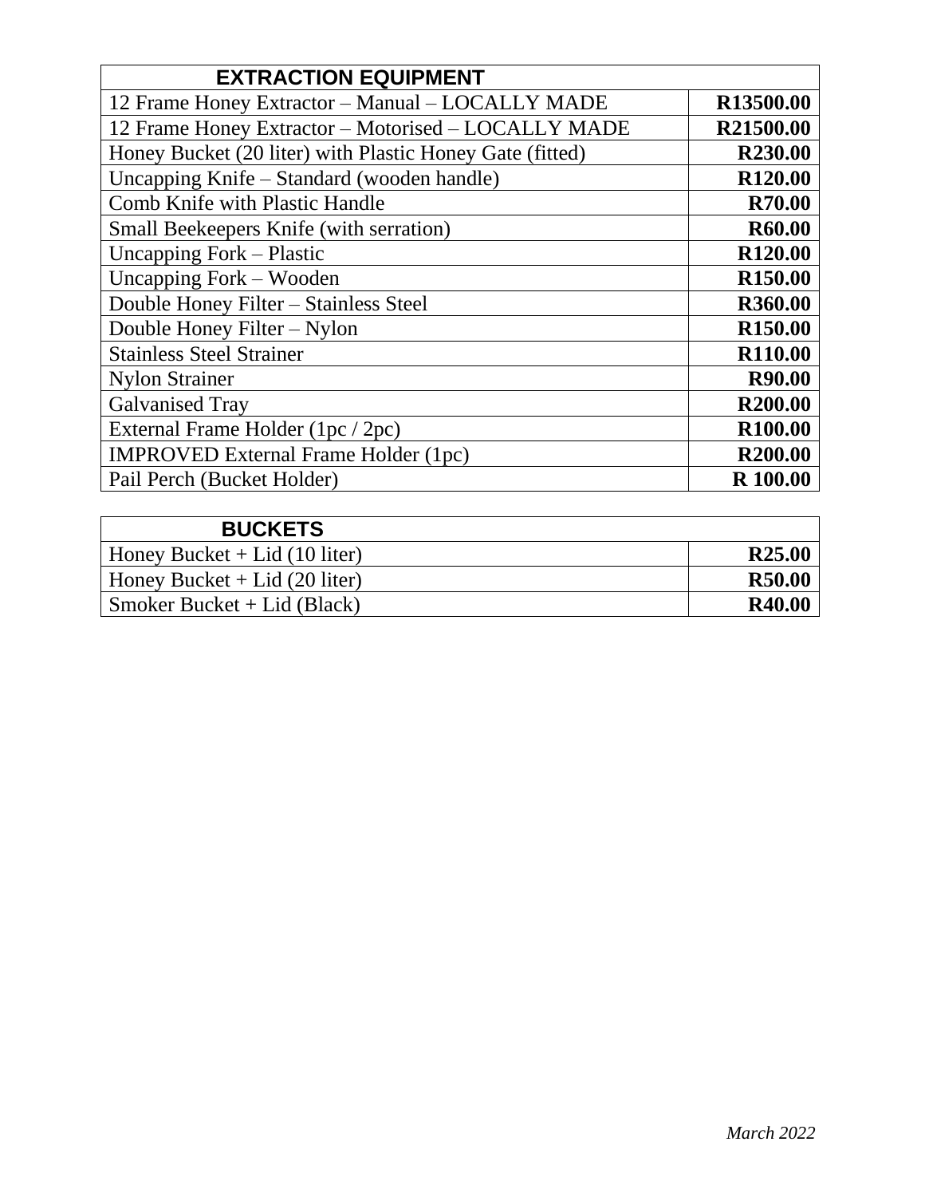| EXTRACTION EQUIPMENT | |
| --- | --- |
| 12 Frame Honey Extractor – Manual – LOCALLY MADE | **R13500.00** |
| 12 Frame Honey Extractor – Motorised – LOCALLY MADE | **R21500.00** |
| Honey Bucket (20 liter) with Plastic Honey Gate (fitted) | **R230.00** |
| Uncapping Knife – Standard (wooden handle) | **R120.00** |
| Comb Knife with Plastic Handle | **R70.00** |
| Small Beekeepers Knife (with serration) | **R60.00** |
| Uncapping Fork – Plastic | **R120.00** |
| Uncapping Fork – Wooden | **R150.00** |
| Double Honey Filter – Stainless Steel | **R360.00** |
| Double Honey Filter – Nylon | **R150.00** |
| Stainless Steel Strainer | **R110.00** |
| Nylon Strainer | **R90.00** |
| Galvanised Tray | **R200.00** |
| External Frame Holder (1pc / 2pc) | **R100.00** |
| IMPROVED External Frame Holder (1pc) | **R200.00** |
| Pail Perch (Bucket Holder) | **R 100.00** |

| BUCKETS | |
| --- | --- |
| Honey Bucket + Lid (10 liter) | **R25.00** |
| Honey Bucket + Lid (20 liter) | **R50.00** |
| Smoker Bucket + Lid (Black) | **R40.00** |

*March 2022*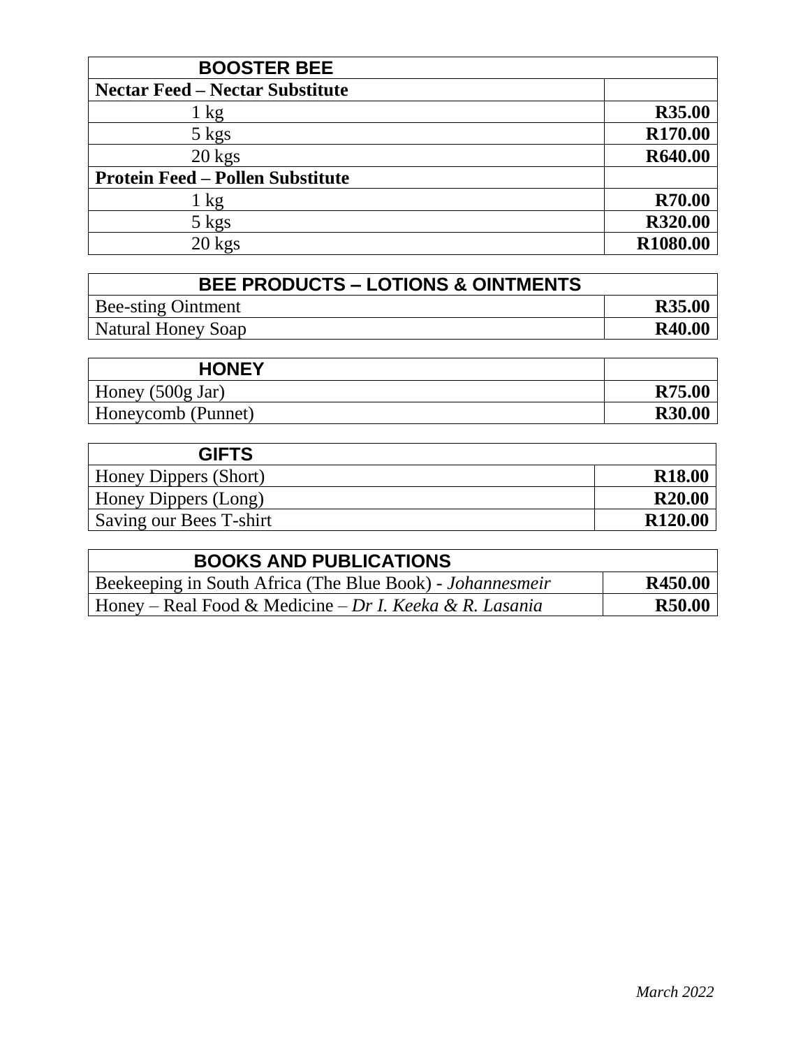| BOOSTER BEE | |
|---|---|
| **Nectar Feed – Nectar Substitute** | |
| 1 kg | **R35.00** |
| 5 kgs | **R170.00** |
| 20 kgs | **R640.00** |
| **Protein Feed – Pollen Substitute** | |
| 1 kg | **R70.00** |
| 5 kgs | **R320.00** |
| 20 kgs | **R1080.00** |

| BEE PRODUCTS – LOTIONS & OINTMENTS | |
|---|---|
| Bee-sting Ointment | **R35.00** |
| Natural Honey Soap | **R40.00** |

| HONEY | |
|---|---|
| Honey (500g Jar) | **R75.00** |
| Honeycomb (Punnet) | **R30.00** |

| GIFTS | |
|---|---|
| Honey Dippers (Short) | **R18.00** |
| Honey Dippers (Long) | **R20.00** |
| Saving our Bees T-shirt | **R120.00** |

| BOOKS AND PUBLICATIONS | |
|---|---|
| Beekeeping in South Africa (The Blue Book) - *Johannesmeir* | **R450.00** |
| Honey – Real Food & Medicine – *Dr I. Keeka & R. Lasania* | **R50.00** |

*March 2022*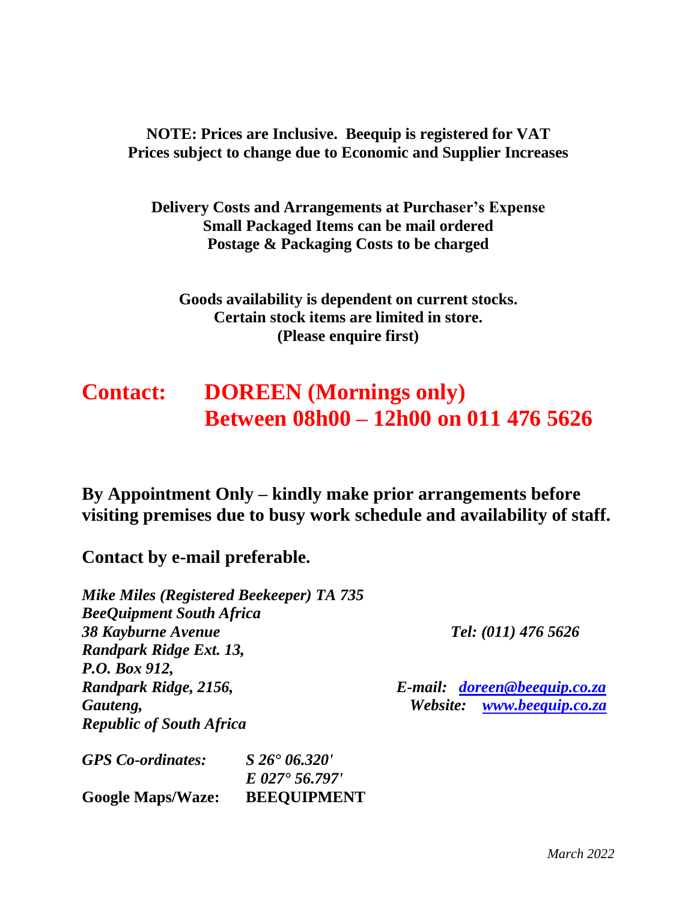**NOTE: Prices are Inclusive. Beequip is registered for VAT**
**Prices subject to change due to Economic and Supplier Increases**

**Delivery Costs and Arrangements at Purchaser's Expense**
**Small Packaged Items can be mail ordered**
**Postage & Packaging Costs to be charged**

**Goods availability is dependent on current stocks.**
**Certain stock items are limited in store.**
**(Please enquire first)**

## Contact: DOREEN (Mornings only)
## Between 08h00 – 12h00 on 011 476 5626

**By Appointment Only – kindly make prior arrangements before visiting premises due to busy work schedule and availability of staff.**

**Contact by e-mail preferable.**

***Mike Miles (Registered Beekeeper) TA 735***
***BeeQuipment South Africa***
***38 Kayburne Avenue***
***Randpark Ridge Ext. 13,***
***P.O. Box 912,***
***Randpark Ridge, 2156,***
***Gauteng,***
***Republic of South Africa***

***Tel: (011) 476 5626***

***E-mail: [doreen@beequip.co.za](mailto:doreen@beequip.co.za)***
***Website: [www.beequip.co.za](http://www.beequip.co.za)***

***GPS Co-ordinates:*** ***S 26° 06.320'***
***E 027° 56.797'***
**Google Maps/Waze:** **BEEQUIPMENT**

*March 2022*